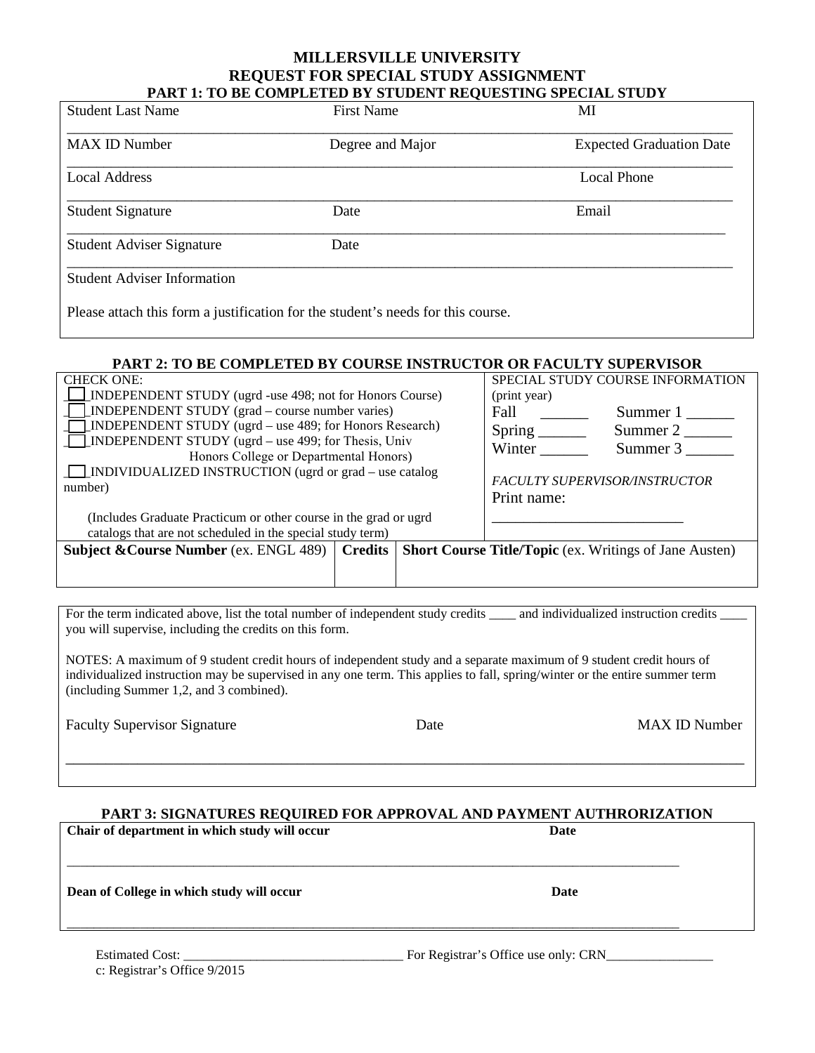# MILLERSVILLE UNIVERSITY

## REQUEST FOR SPECIAL STUDY ASSIGNMENT

### PART 1: TO BE COMPLETED BY STUDENT REQUESTING SPECIAL STUDY

Student Last Name | First Name | MI

_______________________________________________

MAX ID Number | Degree and Major | Expected Graduation Date

_______________________________________________

Local Address | Local Phone

_______________________________________________

Student Signature | Date | Email

_______________________________________________

Student Adviser Signature | Date

_______________________________________________

Student Adviser Information

Please attach this form a justification for the student's needs for this course.

### PART 2: TO BE COMPLETED BY COURSE INSTRUCTOR OR FACULTY SUPERVISOR

CHECK ONE:

- ☐ INDEPENDENT STUDY (ugrd -use 498; not for Honors Course)
- ☐ INDEPENDENT STUDY (grad – course number varies)
- ☐ INDEPENDENT STUDY (ugrd – use 489; for Honors Research)
- ☐ INDEPENDENT STUDY (ugrd – use 499; for Thesis, Univ Honors College or Departmental Honors)
- ☐ INDIVIDUALIZED INSTRUCTION (ugrd or grad – use catalog number)

(Includes Graduate Practicum or other course in the grad or ugrd catalogs that are not scheduled in the special study term)

SPECIAL STUDY COURSE INFORMATION (print year)

Fall ______ Summer 1 ______

Spring ______ Summer 2 ______

Winter ______ Summer 3 ______

*FACULTY SUPERVISOR/INSTRUCTOR*

Print name: ________________________

| **Subject &Course Number** (ex. ENGL 489) | **Credits** | **Short Course Title/Topic** (ex. Writings of Jane Austen) |
|---|---|---|
| | | |

For the term indicated above, list the total number of independent study credits ____ and individualized instruction credits ____ you will supervise, including the credits on this form.

NOTES: A maximum of 9 student credit hours of independent study and a separate maximum of 9 student credit hours of individualized instruction may be supervised in any one term. This applies to fall, spring/winter or the entire summer term (including Summer 1,2, and 3 combined).

Faculty Supervisor Signature | Date | MAX ID Number

_______________________________________________

### PART 3: SIGNATURES REQUIRED FOR APPROVAL AND PAYMENT AUTHRORIZATION

**Chair of department in which study will occur** | **Date**

_______________________________________________

**Dean of College in which study will occur** | **Date**

_______________________________________________

Estimated Cost: _________________________________ For Registrar's Office use only: CRN________________

c: Registrar's Office 9/2015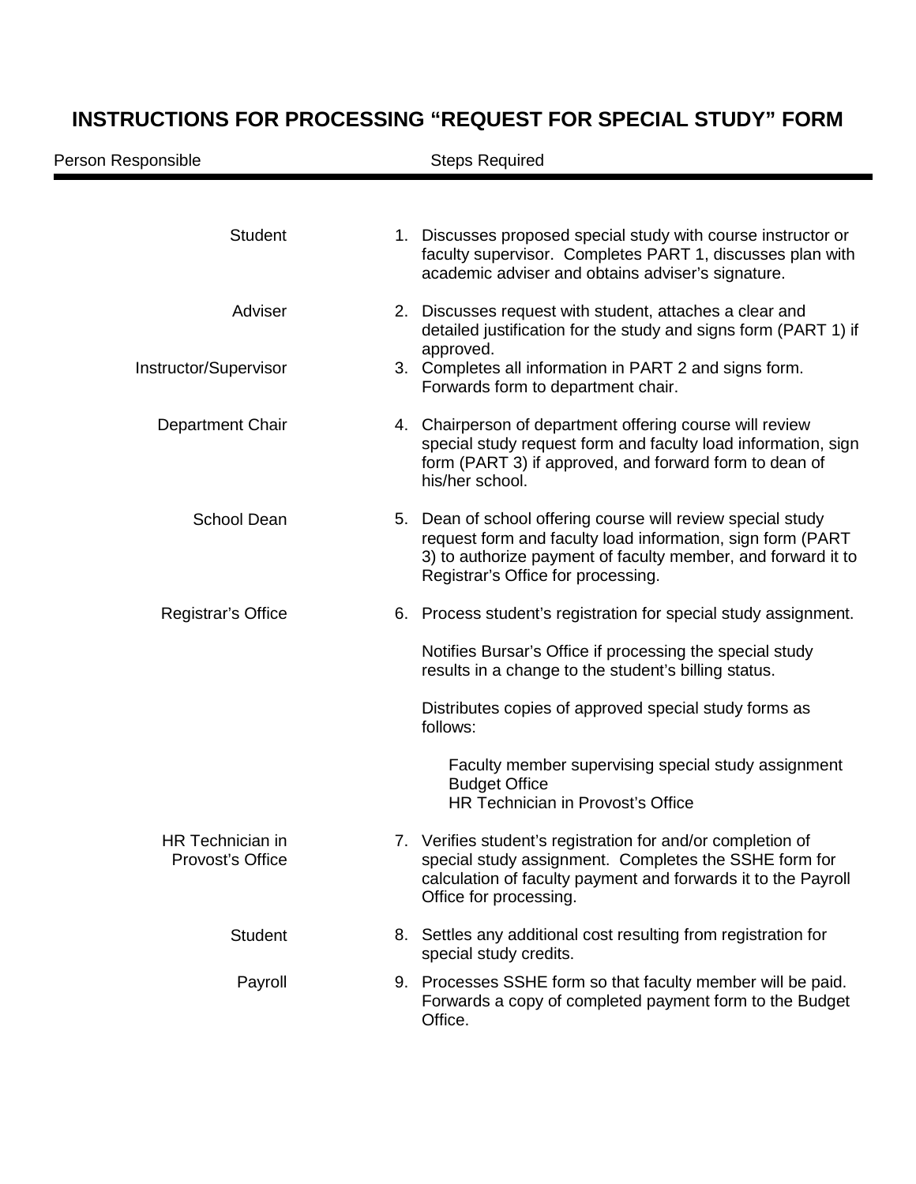# INSTRUCTIONS FOR PROCESSING "REQUEST FOR SPECIAL STUDY" FORM

| Person Responsible | Steps Required |
| --- | --- |
| Student | 1. Discusses proposed special study with course instructor or faculty supervisor. Completes PART 1, discusses plan with academic adviser and obtains adviser's signature. |
| Adviser | 2. Discusses request with student, attaches a clear and detailed justification for the study and signs form (PART 1) if approved. |
| Instructor/Supervisor | 3. Completes all information in PART 2 and signs form. Forwards form to department chair. |
| Department Chair | 4. Chairperson of department offering course will review special study request form and faculty load information, sign form (PART 3) if approved, and forward form to dean of his/her school. |
| School Dean | 5. Dean of school offering course will review special study request form and faculty load information, sign form (PART 3) to authorize payment of faculty member, and forward it to Registrar's Office for processing. |
| Registrar's Office | 6. Process student's registration for special study assignment.<br><br>Notifies Bursar's Office if processing the special study results in a change to the student's billing status.<br><br>Distributes copies of approved special study forms as follows:<br><br>Faculty member supervising special study assignment<br>Budget Office<br>HR Technician in Provost's Office |
| HR Technician in Provost's Office | 7. Verifies student's registration for and/or completion of special study assignment. Completes the SSHE form for calculation of faculty payment and forwards it to the Payroll Office for processing. |
| Student | 8. Settles any additional cost resulting from registration for special study credits. |
| Payroll | 9. Processes SSHE form so that faculty member will be paid. Forwards a copy of completed payment form to the Budget Office. |